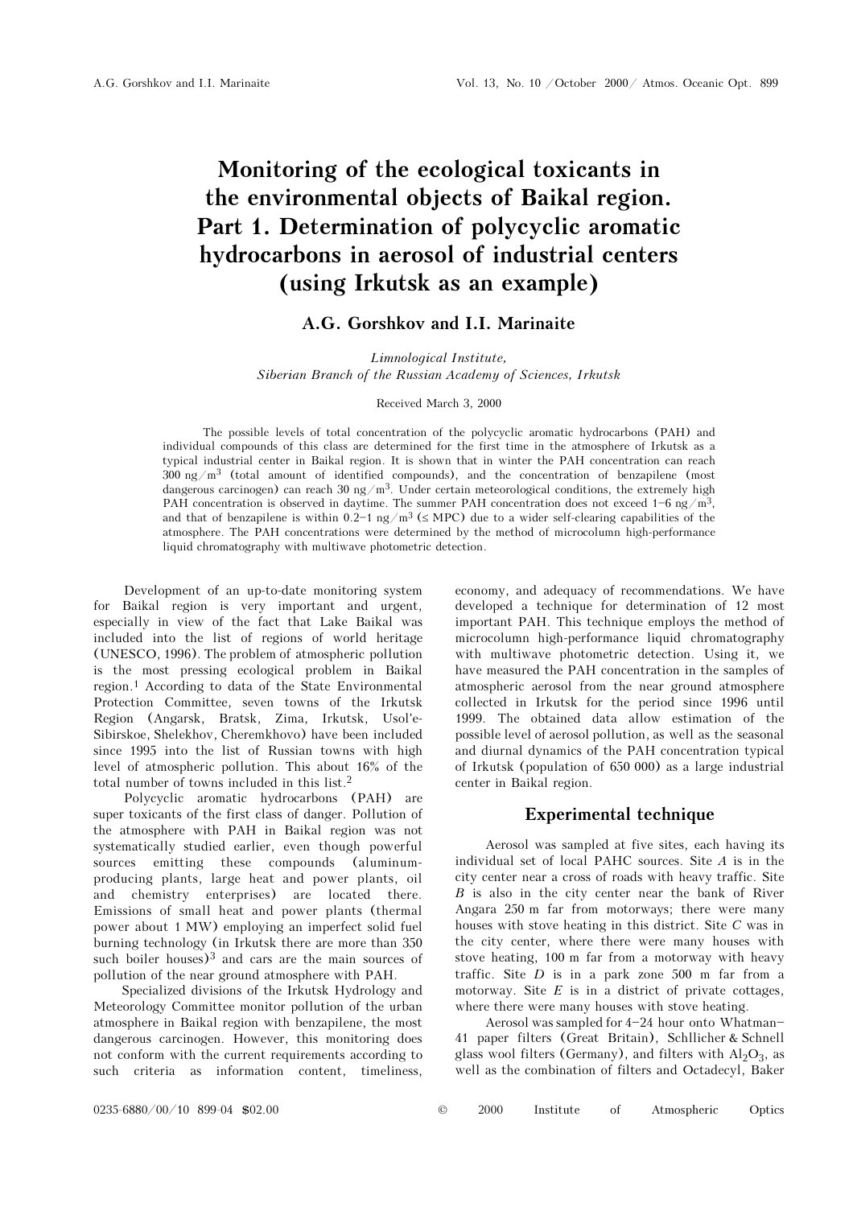# Monitoring of the ecological toxicants in the environmental objects of Baikal region. Part 1. Determination of polycyclic aromatic hydrocarbons in aerosol of industrial centers (using Irkutsk as an example)

### A.G. Gorshkov and I.I. Marinaite

*Limnological Institute,*
*Siberian Branch of the Russian Academy of Sciences, Irkutsk*

Received March 3, 2000

The possible levels of total concentration of the polycyclic aromatic hydrocarbons (PAH) and individual compounds of this class are determined for the first time in the atmosphere of Irkutsk as a typical industrial center in Baikal region. It is shown that in winter the PAH concentration can reach 300 ng/m$^3$ (total amount of identified compounds), and the concentration of benzapilene (most dangerous carcinogen) can reach 30 ng/m$^3$. Under certain meteorological conditions, the extremely high PAH concentration is observed in daytime. The summer PAH concentration does not exceed 1–6 ng/m$^3$, and that of benzapilene is within 0.2–1 ng/m$^3$ (≤ MPC) due to a wider self-clearing capabilities of the atmosphere. The PAH concentrations were determined by the method of microcolumn high-performance liquid chromatography with multiwave photometric detection.

Development of an up-to-date monitoring system for Baikal region is very important and urgent, especially in view of the fact that Lake Baikal was included into the list of regions of world heritage (UNESCO, 1996). The problem of atmospheric pollution is the most pressing ecological problem in Baikal region.[1] According to data of the State Environmental Protection Committee, seven towns of the Irkutsk Region (Angarsk, Bratsk, Zima, Irkutsk, Usol'e-Sibirskoe, Shelekhov, Cheremkhovo) have been included since 1995 into the list of Russian towns with high level of atmospheric pollution. This about 16% of the total number of towns included in this list.[2]

Polycyclic aromatic hydrocarbons (PAH) are super toxicants of the first class of danger. Pollution of the atmosphere with PAH in Baikal region was not systematically studied earlier, even though powerful sources emitting these compounds (aluminum-producing plants, large heat and power plants, oil and chemistry enterprises) are located there. Emissions of small heat and power plants (thermal power about 1 MW) employing an imperfect solid fuel burning technology (in Irkutsk there are more than 350 such boiler houses)[3] and cars are the main sources of pollution of the near ground atmosphere with PAH.

Specialized divisions of the Irkutsk Hydrology and Meteorology Committee monitor pollution of the urban atmosphere in Baikal region with benzapilene, the most dangerous carcinogen. However, this monitoring does not conform with the current requirements according to such criteria as information content, timeliness, economy, and adequacy of recommendations. We have developed a technique for determination of 12 most important PAH. This technique employs the method of microcolumn high-performance liquid chromatography with multiwave photometric detection. Using it, we have measured the PAH concentration in the samples of atmospheric aerosol from the near ground atmosphere collected in Irkutsk for the period since 1996 until 1999. The obtained data allow estimation of the possible level of aerosol pollution, as well as the seasonal and diurnal dynamics of the PAH concentration typical of Irkutsk (population of 650 000) as a large industrial center in Baikal region.

## Experimental technique

Aerosol was sampled at five sites, each having its individual set of local PAHC sources. Site *A* is in the city center near a cross of roads with heavy traffic. Site *B* is also in the city center near the bank of River Angara 250 m far from motorways; there were many houses with stove heating in this district. Site *C* was in the city center, where there were many houses with stove heating, 100 m far from a motorway with heavy traffic. Site *D* is in a park zone 500 m far from a motorway. Site *E* is in a district of private cottages, where there were many houses with stove heating.

Aerosol was sampled for 4–24 hour onto Whatman-41 paper filters (Great Britain), Schllicher & Schnell glass wool filters (Germany), and filters with $Al_2O_3$, as well as the combination of filters and Octadecyl, Baker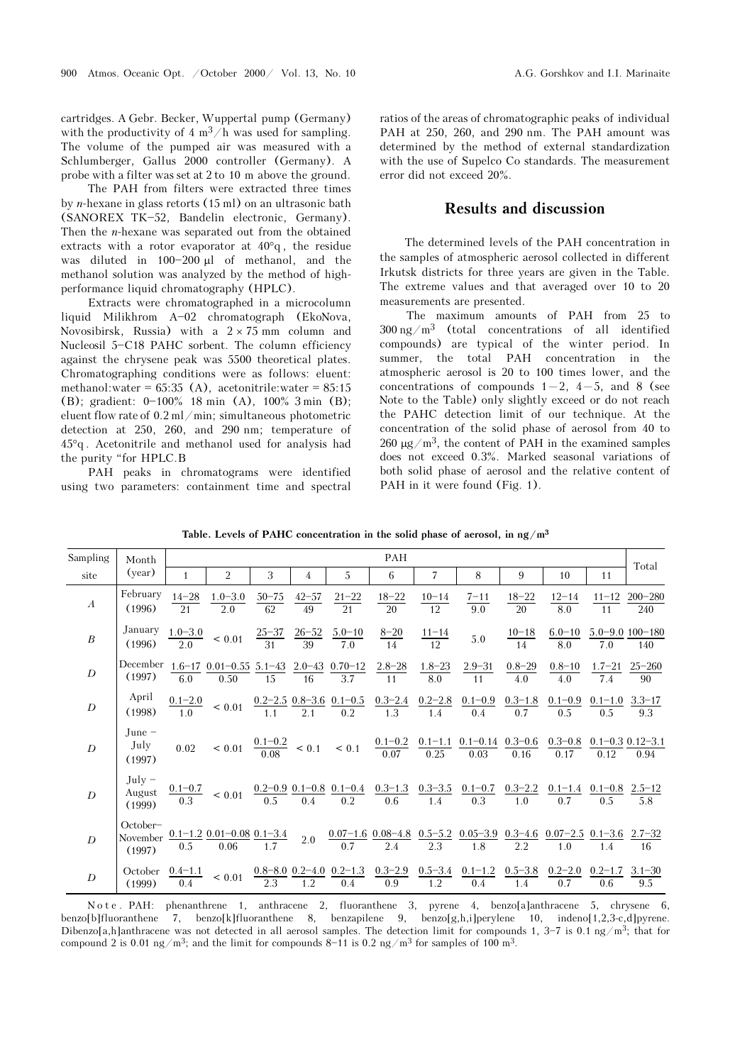cartridges. A Gebr. Becker, Wuppertal pump (Germany) with the productivity of 4 $m^3/h$ was used for sampling. The volume of the pumped air was measured with a Schlumberger, Gallus 2000 controller (Germany). A probe with a filter was set at 2 to 10 m above the ground.

The PAH from filters were extracted three times by *n*-hexane in glass retorts (15 ml) on an ultrasonic bath (SANOREX TK-52, Bandelin electronic, Germany). Then the *n*-hexane was separated out from the obtained extracts with a rotor evaporator at 40°q, the residue was diluted in 100–200 μl of methanol, and the methanol solution was analyzed by the method of high-performance liquid chromatography (HPLC).

Extracts were chromatographed in a microcolumn liquid Milikhrom A-02 chromatograph (EkoNova, Novosibirsk, Russia) with a $2 \times 75$ mm column and Nucleosil 5-C18 PAHC sorbent. The column efficiency against the chrysene peak was 5500 theoretical plates. Chromatographing conditions were as follows: eluent: methanol:water = 65:35 (A), acetonitrile:water = 85:15 (B); gradient: 0–100% 18 min (A), 100% 3 min (B); eluent flow rate of 0.2 ml/min; simultaneous photometric detection at 250, 260, and 290 nm; temperature of 45°q. Acetonitrile and methanol used for analysis had the purity "for HPLC.B

PAH peaks in chromatograms were identified using two parameters: containment time and spectral ratios of the areas of chromatographic peaks of individual PAH at 250, 260, and 290 nm. The PAH amount was determined by the method of external standardization with the use of Supelco Co standards. The measurement error did not exceed 20%.

## Results and discussion

The determined levels of the PAH concentration in the samples of atmospheric aerosol collected in different Irkutsk districts for three years are given in the Table. The extreme values and that averaged over 10 to 20 measurements are presented.

The maximum amounts of PAH from 25 to 300 $ng/m^3$ (total concentrations of all identified compounds) are typical of the winter period. In summer, the total PAH concentration in the atmospheric aerosol is 20 to 100 times lower, and the concentrations of compounds 1–2, 4–5, and 8 (see Note to the Table) only slightly exceed or do not reach the PAHC detection limit of our technique. At the concentration of the solid phase of aerosol from 40 to 260 $\mu g/m^3$, the content of PAH in the examined samples does not exceed 0.3%. Marked seasonal variations of both solid phase of aerosol and the relative content of PAH in it were found (Fig. 1).

**Table. Levels of PAHC concentration in the solid phase of aerosol, in $ng/m^3$**

| Sampling site | Month (year) | PAH | | | | | | | | | | | Total |
|---|---|---|---|---|---|---|---|---|---|---|---|---|---|
| | | 1 | 2 | 3 | 4 | 5 | 6 | 7 | 8 | 9 | 10 | 11 | |
| *A* | February (1996) | 14–28 / 21 | 1.0–3.0 / 2.0 | 50–75 / 62 | 42–57 / 49 | 21–22 / 21 | 18–22 / 20 | 10–14 / 12 | 7–11 / 9.0 | 18–22 / 20 | 12–14 / 8.0 | 11–12 / 11 | 200–280 / 240 |
| *B* | January (1996) | 1.0–3.0 / 2.0 | < 0.01 | 25–37 / 31 | 26–52 / 39 | 5.0–10 / 7.0 | 8–20 / 14 | 11–14 / 12 | 5.0 | 10–18 / 14 | 6.0–10 / 8.0 | 5.0–9.0 / 7.0 | 100–180 / 140 |
| *D* | December (1997) | 1.6–17 / 6.0 | 0.01–0.55 / 0.50 | 5.1–43 / 15 | 2.0–43 / 16 | 0.70–12 / 3.7 | 2.8–28 / 11 | 1.8–23 / 8.0 | 2.9–31 / 11 | 0.8–29 / 4.0 | 0.8–10 / 4.0 | 1.7–21 / 7.4 | 25–260 / 90 |
| *D* | April (1998) | 0.1–2.0 / 1.0 | < 0.01 | 0.2–2.5 / 1.1 | 0.8–3.6 / 2.1 | 0.1–0.5 / 0.2 | 0.3–2.4 / 1.3 | 0.2–2.8 / 1.4 | 0.1–0.9 / 0.4 | 0.3–1.8 / 0.7 | 0.1–0.9 / 0.5 | 0.1–1.0 / 0.5 | 3.3–17 / 9.3 |
| *D* | June – July (1997) | 0.02 | < 0.01 | 0.1–0.2 / 0.08 | < 0.1 | < 0.1 | 0.1–0.2 / 0.07 | 0.1–1.1 / 0.25 | 0.1–0.14 / 0.03 | 0.3–0.6 / 0.16 | 0.3–0.8 / 0.17 | 0.1–0.3 / 0.12 | 0.12–3.1 / 0.94 |
| *D* | July – August (1999) | 0.1–0.7 / 0.3 | < 0.01 | 0.2–0.9 / 0.5 | 0.1–0.8 / 0.4 | 0.1–0.4 / 0.2 | 0.3–1.3 / 0.6 | 0.3–3.5 / 1.4 | 0.1–0.7 / 0.3 | 0.3–2.2 / 1.0 | 0.1–1.4 / 0.7 | 0.1–0.8 / 0.5 | 2.5–12 / 5.8 |
| *D* | October–November (1997) | 0.1–1.2 / 0.5 | 0.01–0.08 / 0.06 | 0.1–3.4 / 1.7 | 2.0 | 0.07–1.6 / 0.7 | 0.08–4.8 / 2.4 | 0.5–5.2 / 2.3 | 0.05–3.9 / 1.8 | 0.3–4.6 / 2.2 | 0.07–2.5 / 1.0 | 0.1–3.6 / 1.4 | 2.7–32 / 16 |
| *D* | October (1999) | 0.4–1.1 / 0.4 | < 0.01 | 0.8–8.0 / 2.3 | 0.2–4.0 / 1.2 | 0.2–1.3 / 0.4 | 0.3–2.9 / 0.9 | 0.5–3.4 / 1.2 | 0.1–1.2 / 0.4 | 0.5–3.8 / 1.4 | 0.2–2.0 / 0.7 | 0.2–1.7 / 0.6 | 3.1–30 / 9.5 |

Note. PAH: phenanthrene 1, anthracene 2, fluoranthene 3, pyrene 4, benzo[a]anthracene 5, chrysene 6, benzo[b]fluoranthene 7, benzo[k]fluoranthene 8, benzapilene 9, benzo[g,h,i]perylene 10, indeno[1,2,3-c,d]pyrene. Dibenzo[a,h]anthracene was not detected in all aerosol samples. The detection limit for compounds 1, 3–7 is 0.1 $ng/m^3$; that for compound 2 is 0.01 $ng/m^3$; and the limit for compounds 8–11 is 0.2 $ng/m^3$ for samples of 100 $m^3$.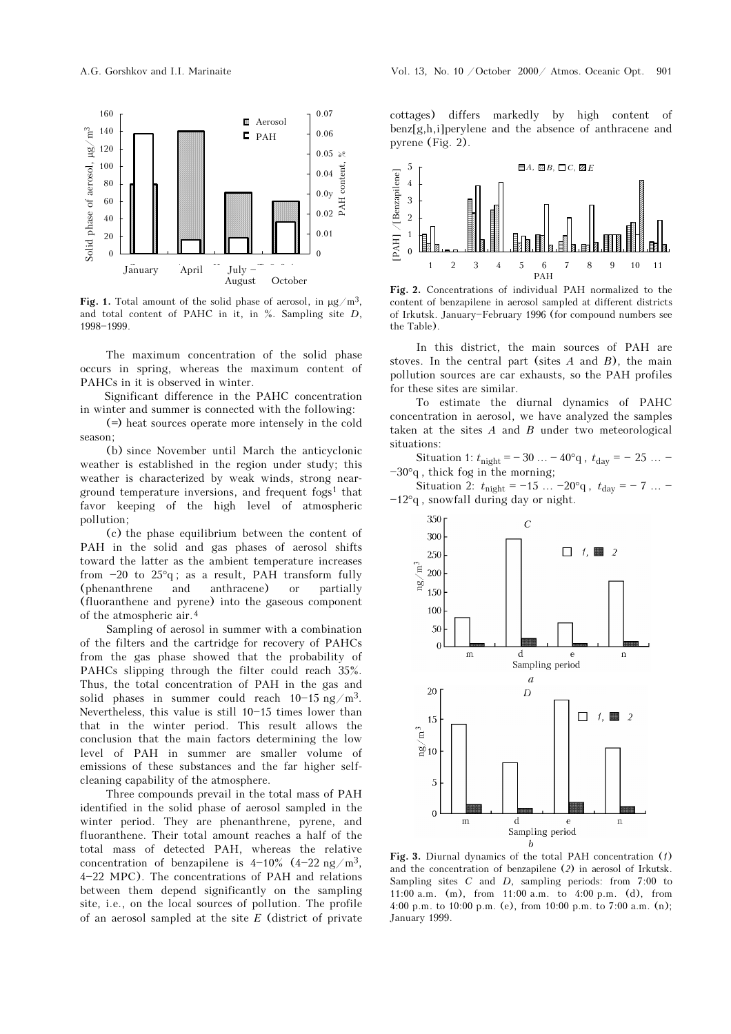**Fig. 1.** Total amount of the solid phase of aerosol, in μg/m$^3$, and total content of PAHC in it, in %. Sampling site *D*, 1998–1999.

The maximum concentration of the solid phase occurs in spring, whereas the maximum content of PAHCs in it is observed in winter.

Significant difference in the PAHC concentration in winter and summer is connected with the following:

(=) heat sources operate more intensely in the cold season;

(b) since November until March the anticyclonic weather is established in the region under study; this weather is characterized by weak winds, strong near-ground temperature inversions, and frequent fogs[1] that favor keeping of the high level of atmospheric pollution;

(c) the phase equilibrium between the content of PAH in the solid and gas phases of aerosol shifts toward the latter as the ambient temperature increases from −20 to 25°q; as a result, PAH transform fully (phenanthrene and anthracene) or partially (fluoranthene and pyrene) into the gaseous component of the atmospheric air.[4]

Sampling of aerosol in summer with a combination of the filters and the cartridge for recovery of PAHCs from the gas phase showed that the probability of PAHCs slipping through the filter could reach 35%. Thus, the total concentration of PAH in the gas and solid phases in summer could reach 10–15 ng/m$^3$. Nevertheless, this value is still 10–15 times lower than that in the winter period. This result allows the conclusion that the main factors determining the low level of PAH in summer are smaller volume of emissions of these substances and the far higher self-cleaning capability of the atmosphere.

Three compounds prevail in the total mass of PAH identified in the solid phase of aerosol sampled in the winter period. They are phenanthrene, pyrene, and fluoranthene. Their total amount reaches a half of the total mass of detected PAH, whereas the relative concentration of benzapilene is 4–10% (4–22 ng/m$^3$, 4–22 MPC). The concentrations of PAH and relations between them depend significantly on the sampling site, i.e., on the local sources of pollution. The profile of an aerosol sampled at the site *E* (district of private cottages) differs markedly by high content of benz[g,h,i]perylene and the absence of anthracene and pyrene (Fig. 2).

**Fig. 2.** Concentrations of individual PAH normalized to the content of benzapilene in aerosol sampled at different districts of Irkutsk. January–February 1996 (for compound numbers see the Table).

In this district, the main sources of PAH are stoves. In the central part (sites *A* and *B*), the main pollution sources are car exhausts, so the PAH profiles for these sites are similar.

To estimate the diurnal dynamics of PAHC concentration in aerosol, we have analyzed the samples taken at the sites *A* and *B* under two meteorological situations:

Situation 1: $t_{\text{night}} = -30 \ldots -40$°q, $t_{\text{day}} = -25 \ldots -30$°q, thick fog in the morning;

Situation 2: $t_{\text{night}} = -15 \ldots -20$°q, $t_{\text{day}} = -7 \ldots -12$°q, snowfall during day or night.

**Fig. 3.** Diurnal dynamics of the total PAH concentration (*1*) and the concentration of benzapilene (*2*) in aerosol of Irkutsk. Sampling sites *C* and *D*, sampling periods: from 7:00 to 11:00 a.m. (m), from 11:00 a.m. to 4:00 p.m. (d), from 4:00 p.m. to 10:00 p.m. (e), from 10:00 p.m. to 7:00 a.m. (n); January 1999.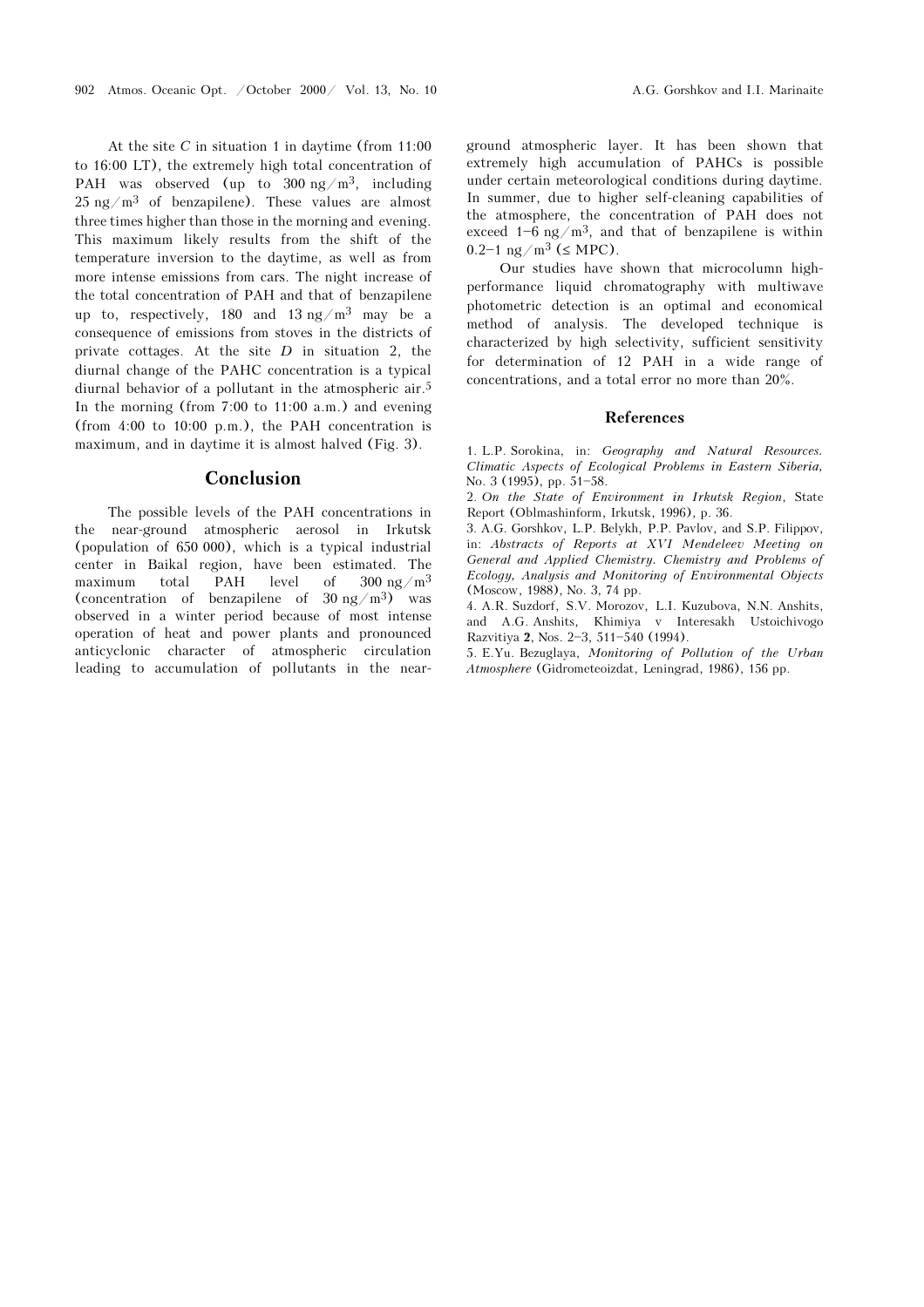At the site $C$ in situation 1 in daytime (from 11:00 to 16:00 LT), the extremely high total concentration of PAH was observed (up to 300 ng/m$^3$, including 25 ng/m$^3$ of benzapilene). These values are almost three times higher than those in the morning and evening. This maximum likely results from the shift of the temperature inversion to the daytime, as well as from more intense emissions from cars. The night increase of the total concentration of PAH and that of benzapilene up to, respectively, 180 and 13 ng/m$^3$ may be a consequence of emissions from stoves in the districts of private cottages. At the site $D$ in situation 2, the diurnal change of the PAHC concentration is a typical diurnal behavior of a pollutant in the atmospheric air.[5] In the morning (from 7:00 to 11:00 a.m.) and evening (from 4:00 to 10:00 p.m.), the PAH concentration is maximum, and in daytime it is almost halved (Fig. 3).

## Conclusion

The possible levels of the PAH concentrations in the near-ground atmospheric aerosol in Irkutsk (population of 650 000), which is a typical industrial center in Baikal region, have been estimated. The maximum total PAH level of 300 ng/m$^3$ (concentration of benzapilene of 30 ng/m$^3$) was observed in a winter period because of most intense operation of heat and power plants and pronounced anticyclonic character of atmospheric circulation leading to accumulation of pollutants in the near-ground atmospheric layer. It has been shown that extremely high accumulation of PAHCs is possible under certain meteorological conditions during daytime. In summer, due to higher self-cleaning capabilities of the atmosphere, the concentration of PAH does not exceed 1–6 ng/m$^3$, and that of benzapilene is within 0.2–1 ng/m$^3$ ($\leq$ MPC).

Our studies have shown that microcolumn high-performance liquid chromatography with multiwave photometric detection is an optimal and economical method of analysis. The developed technique is characterized by high selectivity, sufficient sensitivity for determination of 12 PAH in a wide range of concentrations, and a total error no more than 20%.

## References

1. L.P. Sorokina, in: *Geography and Natural Resources. Climatic Aspects of Ecological Problems in Eastern Siberia,* No. 3 (1995), pp. 51–58.
2. *On the State of Environment in Irkutsk Region*, State Report (Oblmashinform, Irkutsk, 1996), p. 36.
3. A.G. Gorshkov, L.P. Belykh, P.P. Pavlov, and S.P. Filippov, in: *Abstracts of Reports at XVI Mendeleev Meeting on General and Applied Chemistry. Chemistry and Problems of Ecology, Analysis and Monitoring of Environmental Objects* (Moscow, 1988), No. 3, 74 pp.
4. A.R. Suzdorf, S.V. Morozov, L.I. Kuzubova, N.N. Anshits, and A.G. Anshits, Khimiya v Interesakh Ustoichivogo Razvitiya **2**, Nos. 2–3, 511–540 (1994).
5. E.Yu. Bezuglaya, *Monitoring of Pollution of the Urban Atmosphere* (Gidrometeoizdat, Leningrad, 1986), 156 pp.